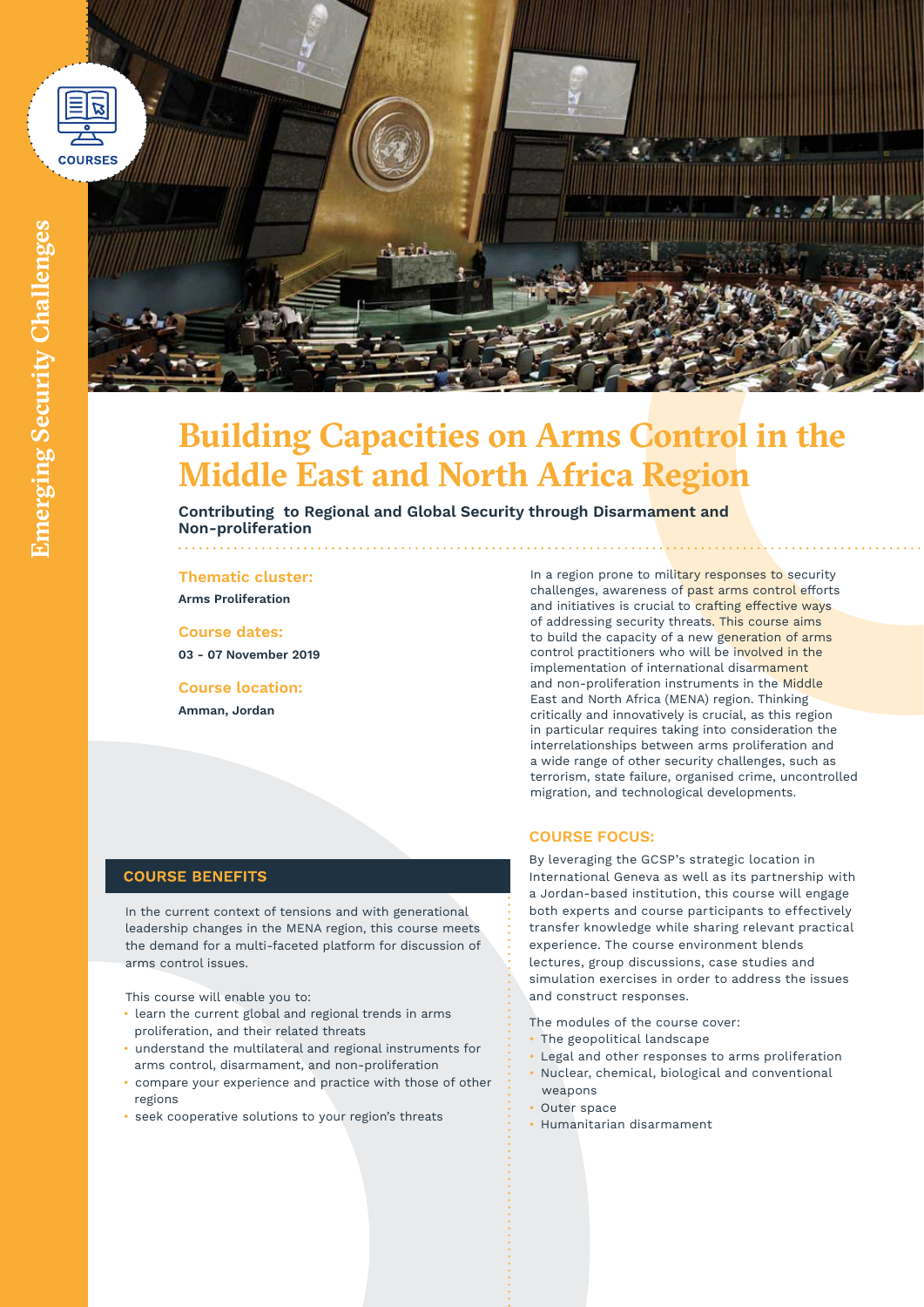COURSES

Emerging Security Challenges

# Building Capacities on Arms Control in the Middle East and North Africa Region

**Contributing to Regional and Global Security through Disarmament and Non-proliferation**

**Thematic cluster:**
**Arms Proliferation**

**Course dates:**
**03 - 07 November 2019**

**Course location:**
**Amman, Jordan**

In a region prone to military responses to security challenges, awareness of past arms control efforts and initiatives is crucial to crafting effective ways of addressing security threats. This course aims to build the capacity of a new generation of arms control practitioners who will be involved in the implementation of international disarmament and non-proliferation instruments in the Middle East and North Africa (MENA) region. Thinking critically and innovatively is crucial, as this region in particular requires taking into consideration the interrelationships between arms proliferation and a wide range of other security challenges, such as terrorism, state failure, organised crime, uncontrolled migration, and technological developments.

## COURSE BENEFITS

In the current context of tensions and with generational leadership changes in the MENA region, this course meets the demand for a multi-faceted platform for discussion of arms control issues.

This course will enable you to:

- learn the current global and regional trends in arms proliferation, and their related threats
- understand the multilateral and regional instruments for arms control, disarmament, and non-proliferation
- compare your experience and practice with those of other regions
- seek cooperative solutions to your region's threats

## COURSE FOCUS:

By leveraging the GCSP's strategic location in International Geneva as well as its partnership with a Jordan-based institution, this course will engage both experts and course participants to effectively transfer knowledge while sharing relevant practical experience. The course environment blends lectures, group discussions, case studies and simulation exercises in order to address the issues and construct responses.

The modules of the course cover:

- The geopolitical landscape
- Legal and other responses to arms proliferation
- Nuclear, chemical, biological and conventional weapons
- Outer space
- Humanitarian disarmament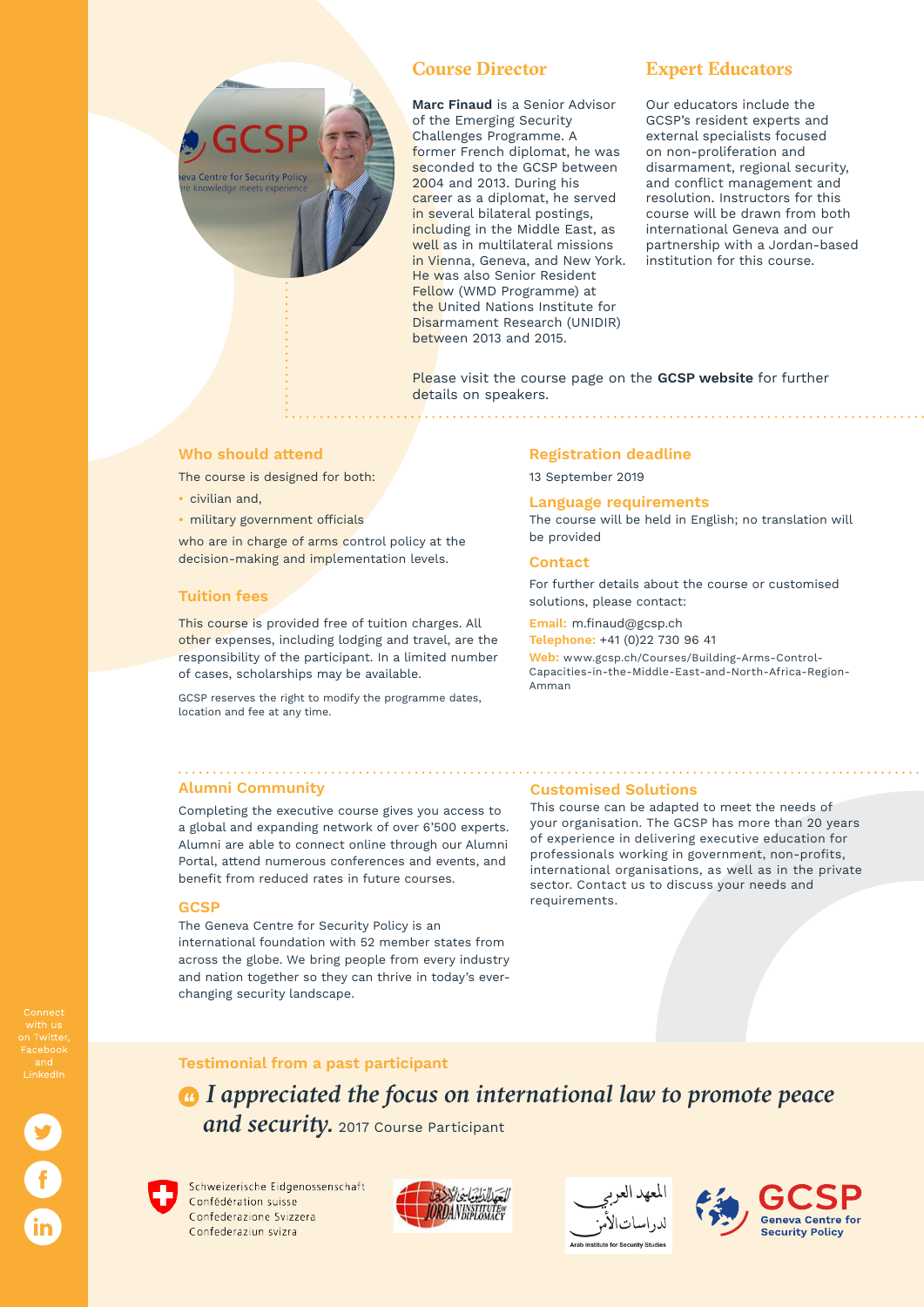## Course Director

**Marc Finaud** is a Senior Advisor of the Emerging Security Challenges Programme. A former French diplomat, he was seconded to the GCSP between 2004 and 2013. During his career as a diplomat, he served in several bilateral postings, including in the Middle East, as well as in multilateral missions in Vienna, Geneva, and New York. He was also Senior Resident Fellow (WMD Programme) at the United Nations Institute for Disarmament Research (UNIDIR) between 2013 and 2015.

## Expert Educators

Our educators include the GCSP's resident experts and external specialists focused on non-proliferation and disarmament, regional security, and conflict management and resolution. Instructors for this course will be drawn from both international Geneva and our partnership with a Jordan-based institution for this course.

Please visit the course page on the **GCSP website** for further details on speakers.

### Who should attend

The course is designed for both:

- civilian and,
- military government officials

who are in charge of arms control policy at the decision-making and implementation levels.

### Tuition fees

This course is provided free of tuition charges. All other expenses, including lodging and travel, are the responsibility of the participant. In a limited number of cases, scholarships may be available.

GCSP reserves the right to modify the programme dates, location and fee at any time.

### Registration deadline

13 September 2019

### Language requirements

The course will be held in English; no translation will be provided

### Contact

For further details about the course or customised solutions, please contact:

**Email:** m.finaud@gcsp.ch
**Telephone:** +41 (0)22 730 96 41
**Web:** www.gcsp.ch/Courses/Building-Arms-Control-Capacities-in-the-Middle-East-and-North-Africa-Region-Amman

### Alumni Community

Completing the executive course gives you access to a global and expanding network of over 6'500 experts. Alumni are able to connect online through our Alumni Portal, attend numerous conferences and events, and benefit from reduced rates in future courses.

### GCSP

The Geneva Centre for Security Policy is an international foundation with 52 member states from across the globe. We bring people from every industry and nation together so they can thrive in today's ever-changing security landscape.

### Customised Solutions

This course can be adapted to meet the needs of your organisation. The GCSP has more than 20 years of experience in delivering executive education for professionals working in government, non-profits, international organisations, as well as in the private sector. Contact us to discuss your needs and requirements.

Connect with us on Twitter, Facebook and LinkedIn

### Testimonial from a past participant

*I appreciated the focus on international law to promote peace and security.* 2017 Course Participant

Schweizerische Eidgenossenschaft
Confédération suisse
Confederazione Svizzera
Confederaziun svizra

المعهد الدبلوماسي الأردني
Jordan Institute of Diplomacy

المعهد العربي لدراسات الأمن
Arab Institute for Security Studies

GCSP Geneva Centre for Security Policy